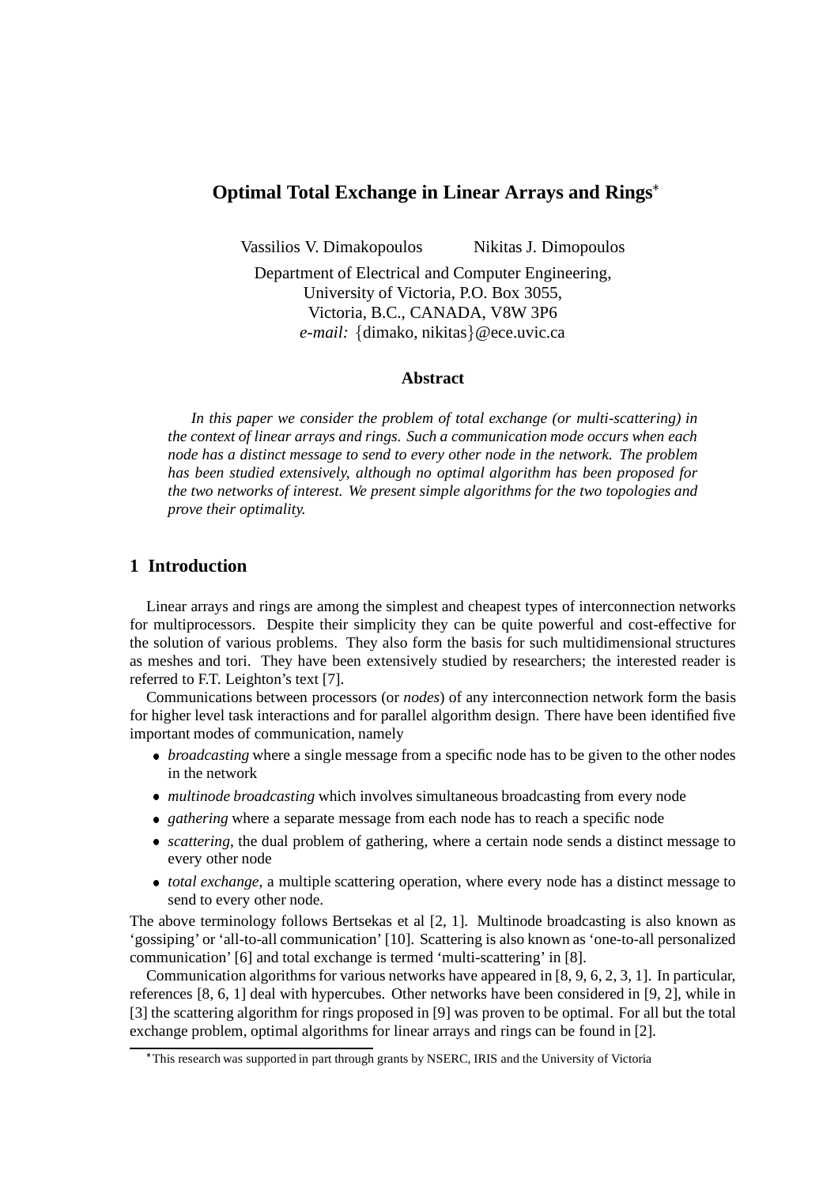# Optimal Total Exchange in Linear Arrays and Rings*

Vassilios V. Dimakopoulos Nikitas J. Dimopoulos

Department of Electrical and Computer Engineering,
University of Victoria, P.O. Box 3055,
Victoria, B.C., CANADA, V8W 3P6
*e-mail:* {dimako, nikitas}@ece.uvic.ca

### Abstract

*In this paper we consider the problem of total exchange (or multi-scattering) in the context of linear arrays and rings. Such a communication mode occurs when each node has a distinct message to send to every other node in the network. The problem has been studied extensively, although no optimal algorithm has been proposed for the two networks of interest. We present simple algorithms for the two topologies and prove their optimality.*

## 1 Introduction

Linear arrays and rings are among the simplest and cheapest types of interconnection networks for multiprocessors. Despite their simplicity they can be quite powerful and cost-effective for the solution of various problems. They also form the basis for such multidimensional structures as meshes and tori. They have been extensively studied by researchers; the interested reader is referred to F.T. Leighton's text [7].

Communications between processors (or *nodes*) of any interconnection network form the basis for higher level task interactions and for parallel algorithm design. There have been identified five important modes of communication, namely

- *broadcasting* where a single message from a specific node has to be given to the other nodes in the network
- *multinode broadcasting* which involves simultaneous broadcasting from every node
- *gathering* where a separate message from each node has to reach a specific node
- *scattering*, the dual problem of gathering, where a certain node sends a distinct message to every other node
- *total exchange*, a multiple scattering operation, where every node has a distinct message to send to every other node.

The above terminology follows Bertsekas et al [2, 1]. Multinode broadcasting is also known as 'gossiping' or 'all-to-all communication' [10]. Scattering is also known as 'one-to-all personalized communication' [6] and total exchange is termed 'multi-scattering' in [8].

Communication algorithms for various networks have appeared in [8, 9, 6, 2, 3, 1]. In particular, references [8, 6, 1] deal with hypercubes. Other networks have been considered in [9, 2], while in [3] the scattering algorithm for rings proposed in [9] was proven to be optimal. For all but the total exchange problem, optimal algorithms for linear arrays and rings can be found in [2].

*This research was supported in part through grants by NSERC, IRIS and the University of Victoria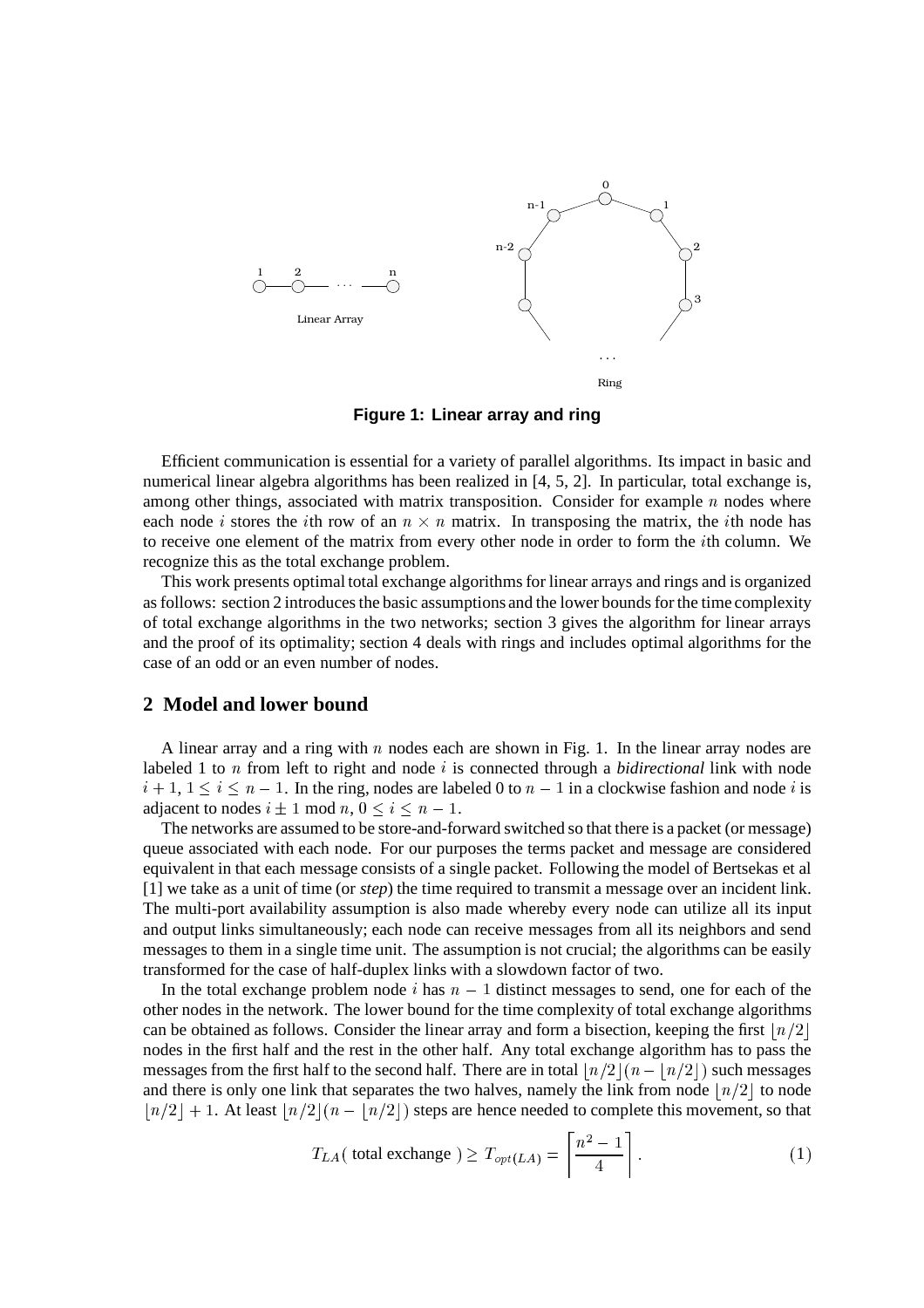**Figure 1: Linear array and ring**

Efficient communication is essential for a variety of parallel algorithms. Its impact in basic and numerical linear algebra algorithms has been realized in [4, 5, 2]. In particular, total exchange is, among other things, associated with matrix transposition. Consider for example $n$ nodes where each node $i$ stores the $i$th row of an $n \times n$ matrix. In transposing the matrix, the $i$th node has to receive one element of the matrix from every other node in order to form the $i$th column. We recognize this as the total exchange problem.

This work presents optimal total exchange algorithms for linear arrays and rings and is organized as follows: section 2 introduces the basic assumptions and the lower bounds for the time complexity of total exchange algorithms in the two networks; section 3 gives the algorithm for linear arrays and the proof of its optimality; section 4 deals with rings and includes optimal algorithms for the case of an odd or an even number of nodes.

## 2 Model and lower bound

A linear array and a ring with $n$ nodes each are shown in Fig. 1. In the linear array nodes are labeled 1 to $n$ from left to right and node $i$ is connected through a *bidirectional* link with node $i+1$, $1 \leq i \leq n-1$. In the ring, nodes are labeled 0 to $n-1$ in a clockwise fashion and node $i$ is adjacent to nodes $i \pm 1 \bmod n$, $0 \leq i \leq n-1$.

The networks are assumed to be store-and-forward switched so that there is a packet (or message) queue associated with each node. For our purposes the terms packet and message are considered equivalent in that each message consists of a single packet. Following the model of Bertsekas et al [1] we take as a unit of time (or *step*) the time required to transmit a message over an incident link. The multi-port availability assumption is also made whereby every node can utilize all its input and output links simultaneously; each node can receive messages from all its neighbors and send messages to them in a single time unit. The assumption is not crucial; the algorithms can be easily transformed for the case of half-duplex links with a slowdown factor of two.

In the total exchange problem node $i$ has $n-1$ distinct messages to send, one for each of the other nodes in the network. The lower bound for the time complexity of total exchange algorithms can be obtained as follows. Consider the linear array and form a bisection, keeping the first $\lfloor n/2 \rfloor$ nodes in the first half and the rest in the other half. Any total exchange algorithm has to pass the messages from the first half to the second half. There are in total $\lfloor n/2 \rfloor (n - \lfloor n/2 \rfloor)$ such messages and there is only one link that separates the two halves, namely the link from node $\lfloor n/2 \rfloor$ to node $\lfloor n/2 \rfloor + 1$. At least $\lfloor n/2 \rfloor (n - \lfloor n/2 \rfloor)$ steps are hence needed to complete this movement, so that

$$T_{LA}(\text{ total exchange }) \geq T_{opt(LA)} = \left\lceil \frac{n^2 - 1}{4} \right\rceil . \tag{1}$$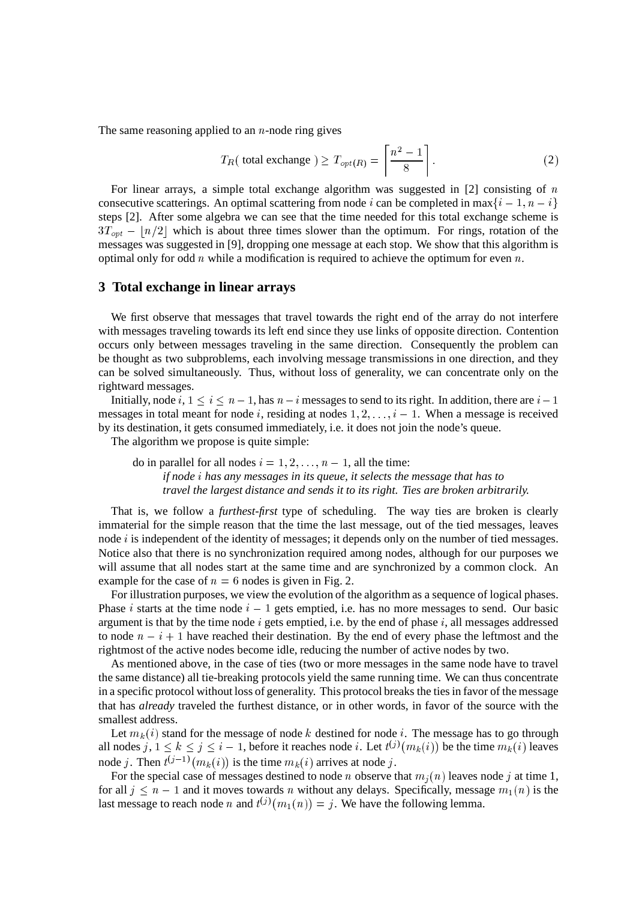The same reasoning applied to an $n$-node ring gives

$$T_R(\text{ total exchange }) \geq T_{opt(R)} = \left\lceil \frac{n^2-1}{8} \right\rceil. \tag{2}$$

For linear arrays, a simple total exchange algorithm was suggested in [2] consisting of $n$ consecutive scatterings. An optimal scattering from node $i$ can be completed in $\max\{i-1, n-i\}$ steps [2]. After some algebra we can see that the time needed for this total exchange scheme is $3T_{opt} - \lfloor n/2 \rfloor$ which is about three times slower than the optimum. For rings, rotation of the messages was suggested in [9], dropping one message at each stop. We show that this algorithm is optimal only for odd $n$ while a modification is required to achieve the optimum for even $n$.

## 3 Total exchange in linear arrays

We first observe that messages that travel towards the right end of the array do not interfere with messages traveling towards its left end since they use links of opposite direction. Contention occurs only between messages traveling in the same direction. Consequently the problem can be thought as two subproblems, each involving message transmissions in one direction, and they can be solved simultaneously. Thus, without loss of generality, we can concentrate only on the rightward messages.

Initially, node $i$, $1 \leq i \leq n-1$, has $n-i$ messages to send to its right. In addition, there are $i-1$ messages in total meant for node $i$, residing at nodes $1, 2, \ldots, i-1$. When a message is received by its destination, it gets consumed immediately, i.e. it does not join the node's queue.

The algorithm we propose is quite simple:

> do in parallel for all nodes $i = 1, 2, \ldots, n-1$, all the time:
> *if node $i$ has any messages in its queue, it selects the message that has to travel the largest distance and sends it to its right. Ties are broken arbitrarily.*

That is, we follow a *furthest-first* type of scheduling. The way ties are broken is clearly immaterial for the simple reason that the time the last message, out of the tied messages, leaves node $i$ is independent of the identity of messages; it depends only on the number of tied messages. Notice also that there is no synchronization required among nodes, although for our purposes we will assume that all nodes start at the same time and are synchronized by a common clock. An example for the case of $n = 6$ nodes is given in Fig. 2.

For illustration purposes, we view the evolution of the algorithm as a sequence of logical phases. Phase $i$ starts at the time node $i-1$ gets emptied, i.e. has no more messages to send. Our basic argument is that by the time node $i$ gets emptied, i.e. by the end of phase $i$, all messages addressed to node $n-i+1$ have reached their destination. By the end of every phase the leftmost and the rightmost of the active nodes become idle, reducing the number of active nodes by two.

As mentioned above, in the case of ties (two or more messages in the same node have to travel the same distance) all tie-breaking protocols yield the same running time. We can thus concentrate in a specific protocol without loss of generality. This protocol breaks the ties in favor of the message that has *already* traveled the furthest distance, or in other words, in favor of the source with the smallest address.

Let $m_k(i)$ stand for the message of node $k$ destined for node $i$. The message has to go through all nodes $j$, $1 \leq k \leq j \leq i-1$, before it reaches node $i$. Let $t^{(j)}(m_k(i))$ be the time $m_k(i)$ leaves node $j$. Then $t^{(j-1)}(m_k(i))$ is the time $m_k(i)$ arrives at node $j$.

For the special case of messages destined to node $n$ observe that $m_j(n)$ leaves node $j$ at time 1, for all $j \leq n-1$ and it moves towards $n$ without any delays. Specifically, message $m_1(n)$ is the last message to reach node $n$ and $t^{(j)}(m_1(n)) = j$. We have the following lemma.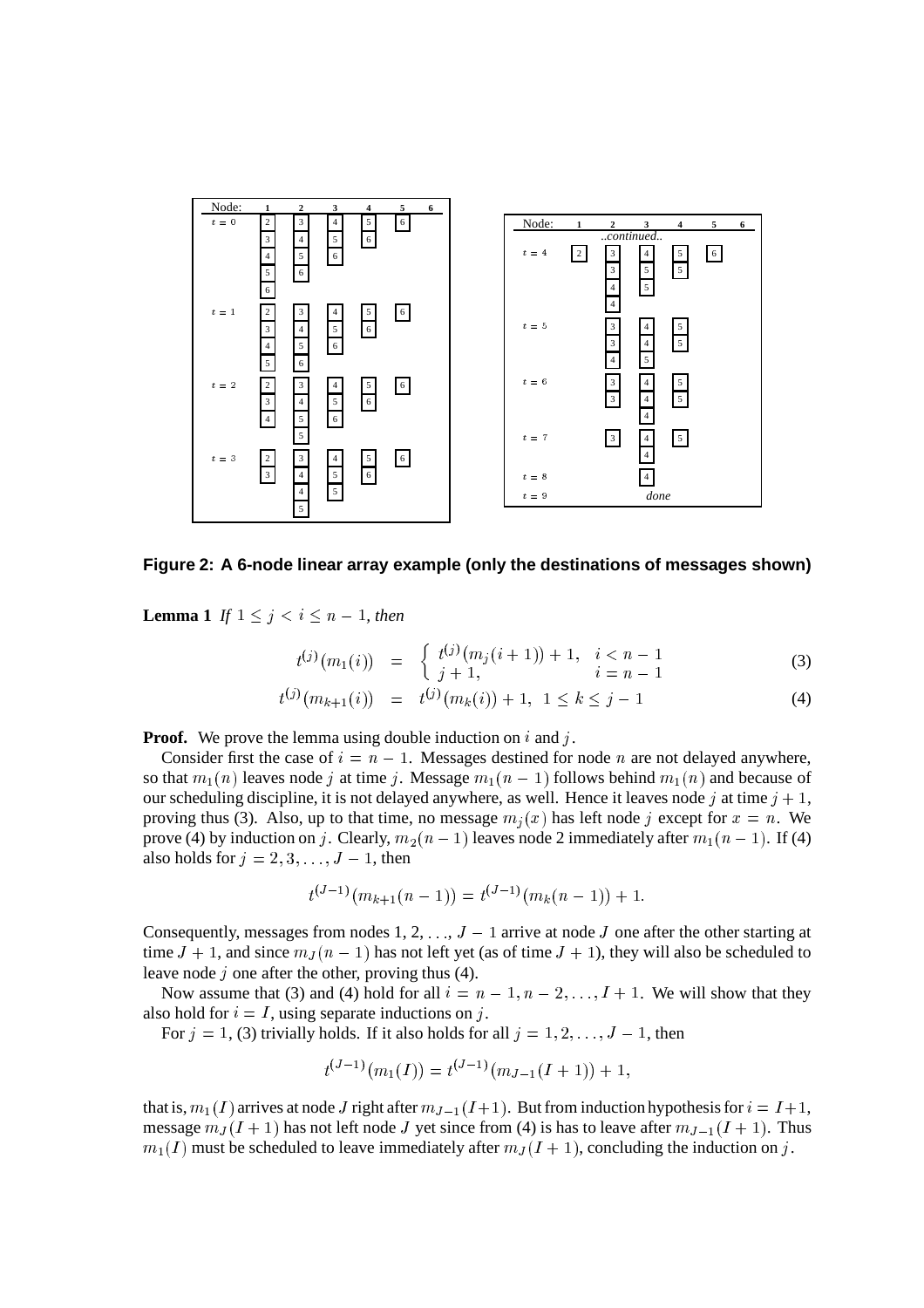| Node: | 1 | 2 | 3 | 4 | 5 | 6 |
|---|---|---|---|---|---|---|
| $t=0$ | 2, 3, 4, 5, 6 | 3, 4, 5, 6 | 4, 5, 6 | 5, 6 | 6 | |
| $t=1$ | 2, 3, 4, 5 | 3, 4, 5, 6 | 4, 5, 6 | 5, 6 | 6 | |
| $t=2$ | 2, 3, 4 | 3, 4, 5, 5 | 4, 5, 6 | 5, 6 | 6 | |
| $t=3$ | 2, 3 | 3, 4, 4, 5 | 4, 5, 5 | 5, 6 | 6 | |

| Node: | 1 | 2 | 3 | 4 | 5 | 6 |
|---|---|---|---|---|---|---|
| ..continued.. | | | | | | |
| $t=4$ | 2 | 3, 3, 4, 4 | 4, 5, 5 | 5, 5 | 6 | |
| $t=5$ | | 3, 3, 4 | 4, 4, 5 | 5, 5 | | |
| $t=6$ | | 3, 3 | 4, 4, 4 | 5, 5 | | |
| $t=7$ | | 3 | 4, 4 | 5 | | |
| $t=8$ | | | 4 | | | |
| $t=9$ | | | *done* | | | |

**Figure 2: A 6-node linear array example (only the destinations of messages shown)**

**Lemma 1** *If $1 \leq j < i \leq n-1$, then*

$$t^{(j)}(m_1(i)) = \begin{cases} t^{(j)}(m_j(i+1)) + 1, & i < n-1 \\ j+1, & i = n-1 \end{cases} \tag{3}$$

$$t^{(j)}(m_{k+1}(i)) = t^{(j)}(m_k(i)) + 1, \;\; 1 \leq k \leq j-1 \tag{4}$$

**Proof.** We prove the lemma using double induction on $i$ and $j$.

Consider first the case of $i = n-1$. Messages destined for node $n$ are not delayed anywhere, so that $m_1(n)$ leaves node $j$ at time $j$. Message $m_1(n-1)$ follows behind $m_1(n)$ and because of our scheduling discipline, it is not delayed anywhere, as well. Hence it leaves node $j$ at time $j+1$, proving thus (3). Also, up to that time, no message $m_j(x)$ has left node $j$ except for $x = n$. We prove (4) by induction on $j$. Clearly, $m_2(n-1)$ leaves node 2 immediately after $m_1(n-1)$. If (4) also holds for $j = 2, 3, \ldots, J-1$, then

$$t^{(J-1)}(m_{k+1}(n-1)) = t^{(J-1)}(m_k(n-1)) + 1.$$

Consequently, messages from nodes 1, 2, ..., $J-1$ arrive at node $J$ one after the other starting at time $J+1$, and since $m_J(n-1)$ has not left yet (as of time $J+1$), they will also be scheduled to leave node $j$ one after the other, proving thus (4).

Now assume that (3) and (4) hold for all $i = n-1, n-2, \ldots, I+1$. We will show that they also hold for $i = I$, using separate inductions on $j$.

For $j = 1$, (3) trivially holds. If it also holds for all $j = 1, 2, \ldots, J-1$, then

$$t^{(J-1)}(m_1(I)) = t^{(J-1)}(m_{J-1}(I+1)) + 1,$$

that is, $m_1(I)$ arrives at node $J$ right after $m_{J-1}(I+1)$. But from induction hypothesis for $i = I+1$, message $m_J(I+1)$ has not left node $J$ yet since from (4) is has to leave after $m_{J-1}(I+1)$. Thus $m_1(I)$ must be scheduled to leave immediately after $m_J(I+1)$, concluding the induction on $j$.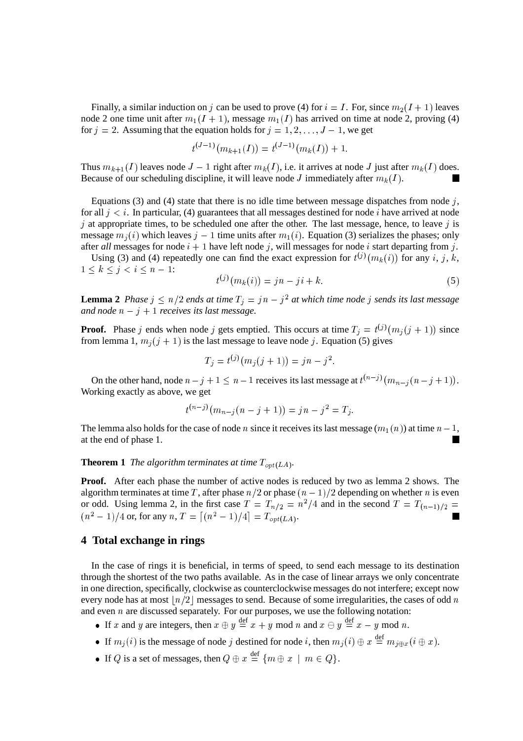Finally, a similar induction on $j$ can be used to prove (4) for $i = I$. For, since $m_2(I+1)$ leaves node 2 one time unit after $m_1(I+1)$, message $m_1(I)$ has arrived on time at node 2, proving (4) for $j = 2$. Assuming that the equation holds for $j = 1, 2, \ldots, J-1$, we get

$$t^{(J-1)}(m_{k+1}(I)) = t^{(J-1)}(m_k(I)) + 1.$$

Thus $m_{k+1}(I)$ leaves node $J-1$ right after $m_k(I)$, i.e. it arrives at node $J$ just after $m_k(I)$ does. Because of our scheduling discipline, it will leave node $J$ immediately after $m_k(I)$. ∎

Equations (3) and (4) state that there is no idle time between message dispatches from node $j$, for all $j < i$. In particular, (4) guarantees that all messages destined for node $i$ have arrived at node $j$ at appropriate times, to be scheduled one after the other. The last message, hence, to leave $j$ is message $m_j(i)$ which leaves $j-1$ time units after $m_1(i)$. Equation (3) serializes the phases; only after *all* messages for node $i+1$ have left node $j$, will messages for node $i$ start departing from $j$.

Using (3) and (4) repeatedly one can find the exact expression for $t^{(j)}(m_k(i))$ for any $i$, $j$, $k$, $1 \le k \le j < i \le n-1$:

$$t^{(j)}(m_k(i)) = jn - ji + k. \tag{5}$$

**Lemma 2** *Phase $j \le n/2$ ends at time $T_j = jn - j^2$ at which time node $j$ sends its last message and node $n-j+1$ receives its last message.*

**Proof.** Phase $j$ ends when node $j$ gets emptied. This occurs at time $T_j = t^{(j)}(m_j(j+1))$ since from lemma 1, $m_j(j+1)$ is the last message to leave node $j$. Equation (5) gives

$$T_j = t^{(j)}(m_j(j+1)) = jn - j^2.$$

On the other hand, node $n-j+1 \le n-1$ receives its last message at $t^{(n-j)}(m_{n-j}(n-j+1))$. Working exactly as above, we get

$$t^{(n-j)}(m_{n-j}(n-j+1)) = jn - j^2 = T_j.$$

The lemma also holds for the case of node $n$ since it receives its last message ($m_1(n)$) at time $n-1$, at the end of phase 1. ∎

**Theorem 1** *The algorithm terminates at time $T_{opt(LA)}$.*

**Proof.** After each phase the number of active nodes is reduced by two as lemma 2 shows. The algorithm terminates at time $T$, after phase $n/2$ or phase $(n-1)/2$ depending on whether $n$ is even or odd. Using lemma 2, in the first case $T = T_{n/2} = n^2/4$ and in the second $T = T_{(n-1)/2} = (n^2-1)/4$ or, for any $n$, $T = \lceil (n^2-1)/4 \rceil = T_{opt(LA)}$. ∎

## 4 Total exchange in rings

In the case of rings it is beneficial, in terms of speed, to send each message to its destination through the shortest of the two paths available. As in the case of linear arrays we only concentrate in one direction, specifically, clockwise as counterclockwise messages do not interfere; except now every node has at most $\lfloor n/2 \rfloor$ messages to send. Because of some irregularities, the cases of odd $n$ and even $n$ are discussed separately. For our purposes, we use the following notation:

- If $x$ and $y$ are integers, then $x \oplus y \stackrel{\text{def}}{=} x + y \bmod n$ and $x \ominus y \stackrel{\text{def}}{=} x - y \bmod n$.
- If $m_j(i)$ is the message of node $j$ destined for node $i$, then $m_j(i) \oplus x \stackrel{\text{def}}{=} m_{j \oplus x}(i \oplus x)$.
- If $Q$ is a set of messages, then $Q \oplus x \stackrel{\text{def}}{=} \{m \oplus x \mid m \in Q\}$.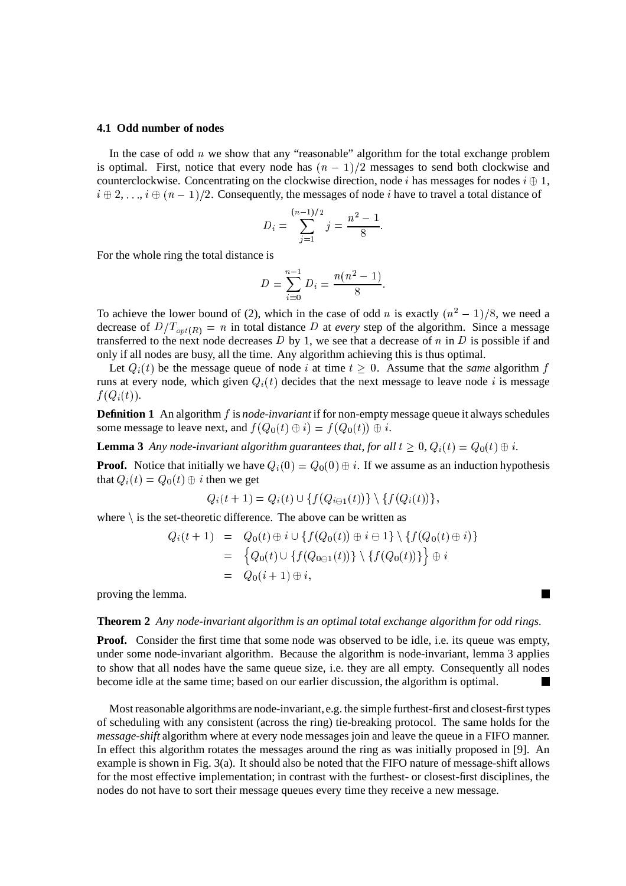### 4.1 Odd number of nodes

In the case of odd $n$ we show that any "reasonable" algorithm for the total exchange problem is optimal. First, notice that every node has $(n-1)/2$ messages to send both clockwise and counterclockwise. Concentrating on the clockwise direction, node $i$ has messages for nodes $i \oplus 1$, $i \oplus 2, \ldots, i \oplus (n-1)/2$. Consequently, the messages of node $i$ have to travel a total distance of

$$D_i = \sum_{j=1}^{(n-1)/2} j = \frac{n^2 - 1}{8}.$$

For the whole ring the total distance is

$$D = \sum_{i=0}^{n-1} D_i = \frac{n(n^2 - 1)}{8}.$$

To achieve the lower bound of (2), which in the case of odd $n$ is exactly $(n^2 - 1)/8$, we need a decrease of $D/T_{opt(R)} = n$ in total distance $D$ at *every* step of the algorithm. Since a message transferred to the next node decreases $D$ by 1, we see that a decrease of $n$ in $D$ is possible if and only if all nodes are busy, all the time. Any algorithm achieving this is thus optimal.

Let $Q_i(t)$ be the message queue of node $i$ at time $t \geq 0$. Assume that the *same* algorithm $f$ runs at every node, which given $Q_i(t)$ decides that the next message to leave node $i$ is message $f(Q_i(t))$.

**Definition 1** An algorithm $f$ is *node-invariant* if for non-empty message queue it always schedules some message to leave next, and $f(Q_0(t) \oplus i) = f(Q_0(t)) \oplus i$.

**Lemma 3** *Any node-invariant algorithm guarantees that, for all $t \geq 0$, $Q_i(t) = Q_0(t) \oplus i$.*

**Proof.** Notice that initially we have $Q_i(0) = Q_0(0) \oplus i$. If we assume as an induction hypothesis that $Q_i(t) = Q_0(t) \oplus i$ then we get

$$Q_i(t+1) = Q_i(t) \cup \{f(Q_{i \ominus 1}(t))\} \setminus \{f(Q_i(t))\},$$

where $\setminus$ is the set-theoretic difference. The above can be written as

$$\begin{aligned} Q_i(t+1) &= Q_0(t) \oplus i \cup \{f(Q_0(t)) \oplus i \ominus 1\} \setminus \{f(Q_0(t) \oplus i)\} \\ &= \Big\{Q_0(t) \cup \{f(Q_{0 \ominus 1}(t))\} \setminus \{f(Q_0(t))\}\Big\} \oplus i \\ &= Q_0(i+1) \oplus i, \end{aligned}$$

proving the lemma. ∎

**Theorem 2** *Any node-invariant algorithm is an optimal total exchange algorithm for odd rings.*

**Proof.** Consider the first time that some node was observed to be idle, i.e. its queue was empty, under some node-invariant algorithm. Because the algorithm is node-invariant, lemma 3 applies to show that all nodes have the same queue size, i.e. they are all empty. Consequently all nodes become idle at the same time; based on our earlier discussion, the algorithm is optimal. ∎

Most reasonable algorithms are node-invariant, e.g. the simple furthest-first and closest-first types of scheduling with any consistent (across the ring) tie-breaking protocol. The same holds for the *message-shift* algorithm where at every node messages join and leave the queue in a FIFO manner. In effect this algorithm rotates the messages around the ring as was initially proposed in [9]. An example is shown in Fig. 3(a). It should also be noted that the FIFO nature of message-shift allows for the most effective implementation; in contrast with the furthest- or closest-first disciplines, the nodes do not have to sort their message queues every time they receive a new message.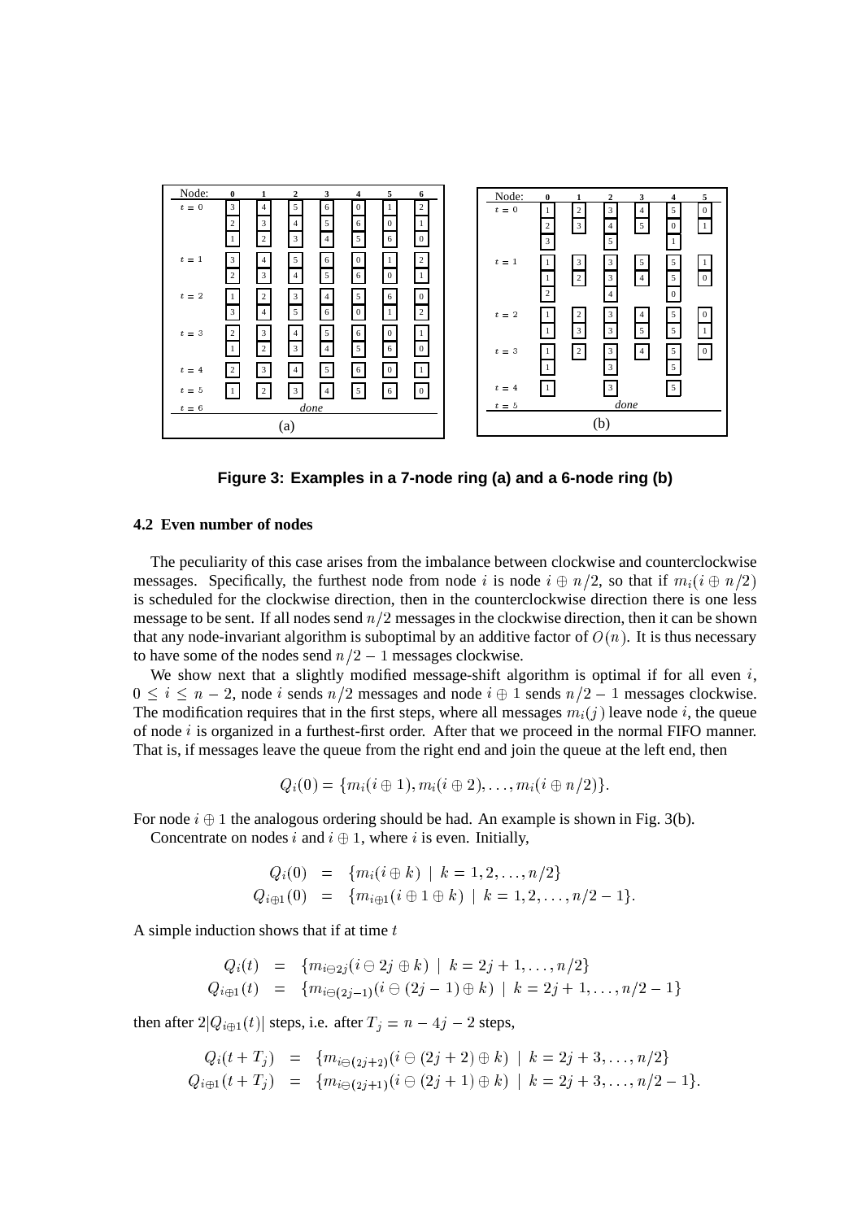**(a)**

| Node: | 0 | 1 | 2 | 3 | 4 | 5 | 6 |
|---|---|---|---|---|---|---|---|
| $t = 0$ | 3 / 2 / 1 | 4 / 3 / 2 | 5 / 4 / 3 | 6 / 5 / 4 | 0 / 6 / 5 | 1 / 0 / 6 | 2 / 1 / 0 |
| $t = 1$ | 3 / 2 | 4 / 3 | 5 / 4 | 6 / 5 | 0 / 6 | 1 / 0 | 2 / 1 |
| $t = 2$ | 1 / 3 | 2 / 4 | 3 / 5 | 4 / 6 | 5 / 0 | 6 / 1 | 0 / 2 |
| $t = 3$ | 2 / 1 | 3 / 2 | 4 / 3 | 5 / 4 | 6 / 5 | 0 / 6 | 1 / 0 |
| $t = 4$ | 2 | 3 | 4 | 5 | 6 | 0 | 1 |
| $t = 5$ | 1 | 2 | 3 | 4 | 5 | 6 | 0 |
| $t = 6$ | | | | *done* | | | |

**(b)**

| Node: | 0 | 1 | 2 | 3 | 4 | 5 |
|---|---|---|---|---|---|---|
| $t = 0$ | 1 / 2 / 3 | 2 / 3 | 3 / 4 / 5 | 4 / 5 | 5 / 0 / 1 | 0 / 1 |
| $t = 1$ | 1 / 1 / 2 | 3 / 2 | 3 / 3 / 4 | 5 / 4 | 5 / 5 / 0 | 1 / 0 |
| $t = 2$ | 1 / 1 | 2 / 3 | 3 / 3 | 4 / 5 | 5 / 5 | 0 / 1 |
| $t = 3$ | 1 / 1 | 2 | 3 / 3 | 4 | 5 / 5 | 0 |
| $t = 4$ | 1 | | 3 | | 5 | |
| $t = 5$ | | | | *done* | | |

**Figure 3: Examples in a 7-node ring (a) and a 6-node ring (b)**

### 4.2 Even number of nodes

The peculiarity of this case arises from the imbalance between clockwise and counterclockwise messages. Specifically, the furthest node from node $i$ is node $i \oplus n/2$, so that if $m_i(i \oplus n/2)$ is scheduled for the clockwise direction, then in the counterclockwise direction there is one less message to be sent. If all nodes send $n/2$ messages in the clockwise direction, then it can be shown that any node-invariant algorithm is suboptimal by an additive factor of $O(n)$. It is thus necessary to have some of the nodes send $n/2 - 1$ messages clockwise.

We show next that a slightly modified message-shift algorithm is optimal if for all even $i$, $0 \le i \le n-2$, node $i$ sends $n/2$ messages and node $i \oplus 1$ sends $n/2 - 1$ messages clockwise. The modification requires that in the first steps, where all messages $m_i(j)$ leave node $i$, the queue of node $i$ is organized in a furthest-first order. After that we proceed in the normal FIFO manner. That is, if messages leave the queue from the right end and join the queue at the left end, then

$$Q_i(0) = \{m_i(i \oplus 1), m_i(i \oplus 2), \ldots, m_i(i \oplus n/2)\}.$$

For node $i \oplus 1$ the analogous ordering should be had. An example is shown in Fig. 3(b).

Concentrate on nodes $i$ and $i \oplus 1$, where $i$ is even. Initially,

$$\begin{aligned} Q_i(0) &= \{m_i(i \oplus k) \mid k = 1, 2, \ldots, n/2\} \\ Q_{i\oplus 1}(0) &= \{m_{i\oplus 1}(i \oplus 1 \oplus k) \mid k = 1, 2, \ldots, n/2 - 1\}. \end{aligned}$$

A simple induction shows that if at time $t$

$$\begin{aligned} Q_i(t) &= \{m_{i\ominus 2j}(i \ominus 2j \oplus k) \mid k = 2j+1, \ldots, n/2\} \\ Q_{i\oplus 1}(t) &= \{m_{i\ominus(2j-1)}(i \ominus (2j-1) \oplus k) \mid k = 2j+1, \ldots, n/2 - 1\} \end{aligned}$$

then after $2|Q_{i\oplus 1}(t)|$ steps, i.e. after $T_j = n - 4j - 2$ steps,

$$\begin{aligned} Q_i(t + T_j) &= \{m_{i\ominus(2j+2)}(i \ominus (2j+2) \oplus k) \mid k = 2j+3, \ldots, n/2\} \\ Q_{i\oplus 1}(t + T_j) &= \{m_{i\ominus(2j+1)}(i \ominus (2j+1) \oplus k) \mid k = 2j+3, \ldots, n/2 - 1\}. \end{aligned}$$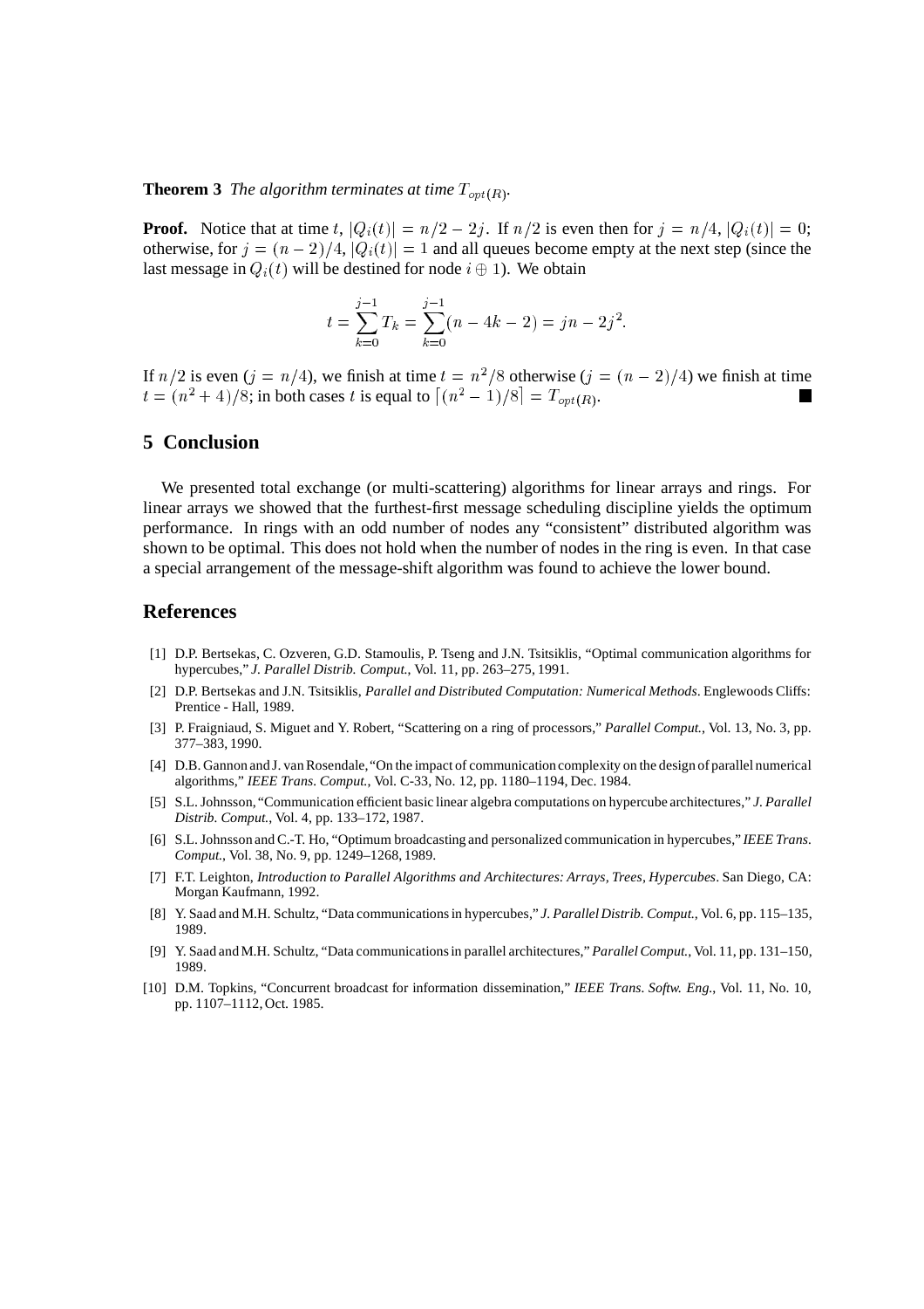**Theorem 3** *The algorithm terminates at time $T_{opt(R)}$.*

**Proof.** Notice that at time $t$, $|Q_i(t)| = n/2 - 2j$. If $n/2$ is even then for $j = n/4$, $|Q_i(t)| = 0$; otherwise, for $j = (n-2)/4$, $|Q_i(t)| = 1$ and all queues become empty at the next step (since the last message in $Q_i(t)$ will be destined for node $i \oplus 1$). We obtain

$$t = \sum_{k=0}^{j-1} T_k = \sum_{k=0}^{j-1} (n - 4k - 2) = jn - 2j^2.$$

If $n/2$ is even ($j = n/4$), we finish at time $t = n^2/8$ otherwise ($j = (n-2)/4$) we finish at time $t = (n^2+4)/8$; in both cases $t$ is equal to $\lceil (n^2-1)/8 \rceil = T_{opt(R)}$. ∎

## 5 Conclusion

We presented total exchange (or multi-scattering) algorithms for linear arrays and rings. For linear arrays we showed that the furthest-first message scheduling discipline yields the optimum performance. In rings with an odd number of nodes any "consistent" distributed algorithm was shown to be optimal. This does not hold when the number of nodes in the ring is even. In that case a special arrangement of the message-shift algorithm was found to achieve the lower bound.

## References

[1] D.P. Bertsekas, C. Ozveren, G.D. Stamoulis, P. Tseng and J.N. Tsitsiklis, "Optimal communication algorithms for hypercubes," *J. Parallel Distrib. Comput.*, Vol. 11, pp. 263–275, 1991.

[2] D.P. Bertsekas and J.N. Tsitsiklis, *Parallel and Distributed Computation: Numerical Methods*. Englewoods Cliffs: Prentice - Hall, 1989.

[3] P. Fraigniaud, S. Miguet and Y. Robert, "Scattering on a ring of processors," *Parallel Comput.*, Vol. 13, No. 3, pp. 377–383, 1990.

[4] D.B. Gannon and J. van Rosendale, "On the impact of communication complexity on the design of parallel numerical algorithms," *IEEE Trans. Comput.*, Vol. C-33, No. 12, pp. 1180–1194, Dec. 1984.

[5] S.L. Johnsson, "Communication efficient basic linear algebra computations on hypercube architectures," *J. Parallel Distrib. Comput.*, Vol. 4, pp. 133–172, 1987.

[6] S.L. Johnsson and C.-T. Ho, "Optimum broadcasting and personalized communication in hypercubes," *IEEE Trans. Comput.*, Vol. 38, No. 9, pp. 1249–1268, 1989.

[7] F.T. Leighton, *Introduction to Parallel Algorithms and Architectures: Arrays, Trees, Hypercubes*. San Diego, CA: Morgan Kaufmann, 1992.

[8] Y. Saad and M.H. Schultz, "Data communications in hypercubes," *J. Parallel Distrib. Comput.*, Vol. 6, pp. 115–135, 1989.

[9] Y. Saad and M.H. Schultz, "Data communications in parallel architectures," *Parallel Comput.*, Vol. 11, pp. 131–150, 1989.

[10] D.M. Topkins, "Concurrent broadcast for information dissemination," *IEEE Trans. Softw. Eng.*, Vol. 11, No. 10, pp. 1107–1112, Oct. 1985.